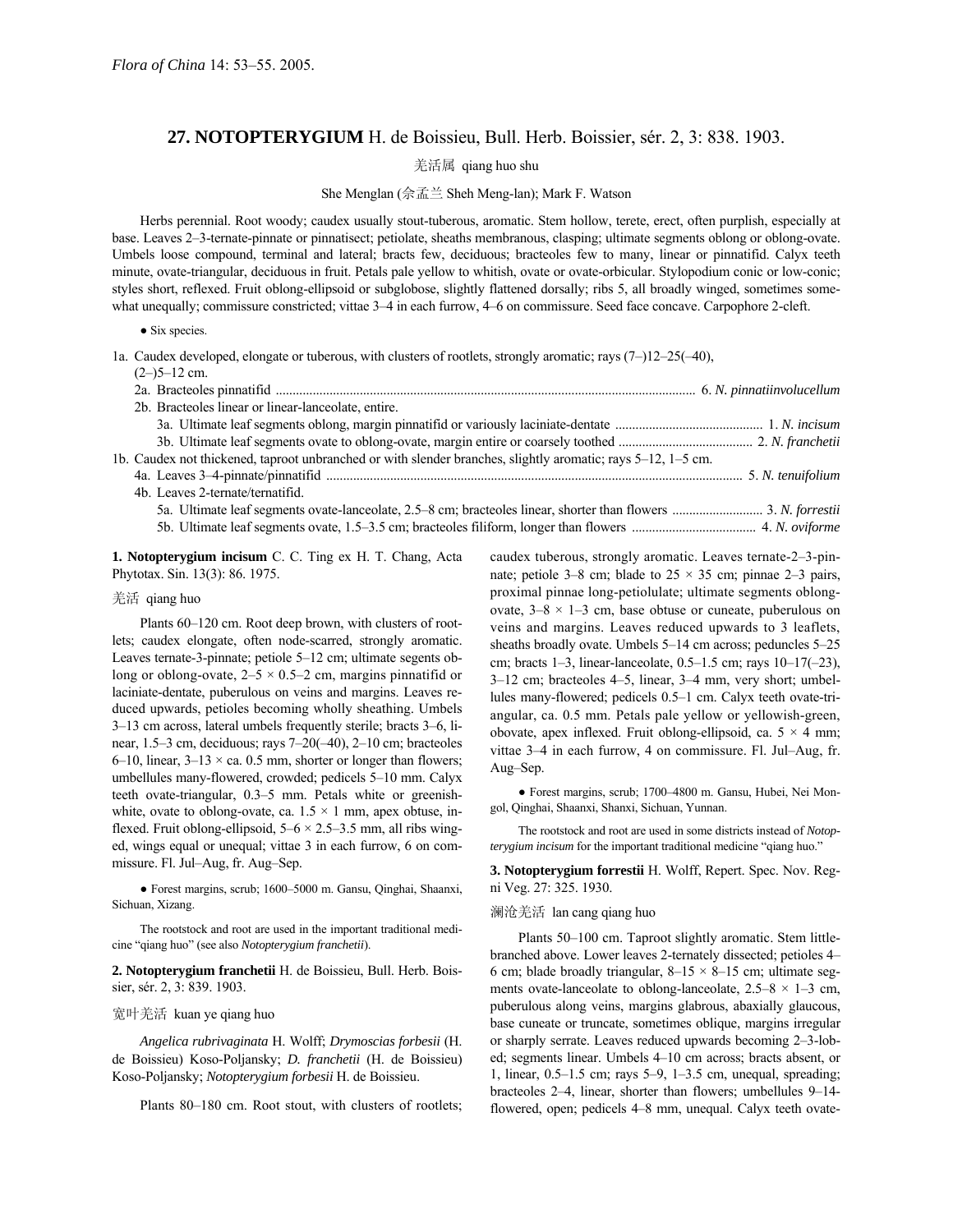*Flora of China* 14: 53–55. 2005.

## 27. NOTOPTERYGIUM H. de Boissieu, Bull. Herb. Boissier, sér. 2, 3: 838. 1903.

羌活属 qiang huo shu

She Menglan (佘孟兰 Sheh Meng-lan); Mark F. Watson

Herbs perennial. Root woody; caudex usually stout-tuberous, aromatic. Stem hollow, terete, erect, often purplish, especially at base. Leaves 2–3-ternate-pinnate or pinnatisect; petiolate, sheaths membranous, clasping; ultimate segments oblong or oblong-ovate. Umbels loose compound, terminal and lateral; bracts few, deciduous; bracteoles few to many, linear or pinnatifid. Calyx teeth minute, ovate-triangular, deciduous in fruit. Petals pale yellow to whitish, ovate or ovate-orbicular. Stylopodium conic or low-conic; styles short, reflexed. Fruit oblong-ellipsoid or subglobose, slightly flattened dorsally; ribs 5, all broadly winged, sometimes somewhat unequally; commissure constricted; vittae 3–4 in each furrow, 4–6 on commissure. Seed face concave. Carpophore 2-cleft.

● Six species.

1a. Caudex developed, elongate or tuberous, with clusters of rootlets, strongly aromatic; rays (7–)12–25(–40), (2–)5–12 cm.
 2a. Bracteoles pinnatifid .......... 6. *N. pinnatiinvolucellum*
 2b. Bracteoles linear or linear-lanceolate, entire.
  3a. Ultimate leaf segments oblong, margin pinnatifid or variously laciniate-dentate .......... 1. *N. incisum*
  3b. Ultimate leaf segments ovate to oblong-ovate, margin entire or coarsely toothed .......... 2. *N. franchetii*
1b. Caudex not thickened, taproot unbranched or with slender branches, slightly aromatic; rays 5–12, 1–5 cm.
 4a. Leaves 3–4-pinnate/pinnatifid .......... 5. *N. tenuifolium*
 4b. Leaves 2-ternate/ternatifid.
  5a. Ultimate leaf segments ovate-lanceolate, 2.5–8 cm; bracteoles linear, shorter than flowers .......... 3. *N. forrestii*
  5b. Ultimate leaf segments ovate, 1.5–3.5 cm; bracteoles filiform, longer than flowers .......... 4. *N. oviforme*

**1. Notopterygium incisum** C. C. Ting ex H. T. Chang, Acta Phytotax. Sin. 13(3): 86. 1975.

羌活 qiang huo

Plants 60–120 cm. Root deep brown, with clusters of rootlets; caudex elongate, often node-scarred, strongly aromatic. Leaves ternate-3-pinnate; petiole 5–12 cm; ultimate segents oblong or oblong-ovate, 2–5 × 0.5–2 cm, margins pinnatifid or laciniate-dentate, puberulous on veins and margins. Leaves reduced upwards, petioles becoming wholly sheathing. Umbels 3–13 cm across, lateral umbels frequently sterile; bracts 3–6, linear, 1.5–3 cm, deciduous; rays 7–20(–40), 2–10 cm; bracteoles 6–10, linear, 3–13 × ca. 0.5 mm, shorter or longer than flowers; umbellules many-flowered, crowded; pedicels 5–10 mm. Calyx teeth ovate-triangular, 0.3–5 mm. Petals white or greenish-white, ovate to oblong-ovate, ca. 1.5 × 1 mm, apex obtuse, inflexed. Fruit oblong-ellipsoid, 5–6 × 2.5–3.5 mm, all ribs winged, wings equal or unequal; vittae 3 in each furrow, 6 on commissure. Fl. Jul–Aug, fr. Aug–Sep.

● Forest margins, scrub; 1600–5000 m. Gansu, Qinghai, Shaanxi, Sichuan, Xizang.

The rootstock and root are used in the important traditional medicine "qiang huo" (see also *Notopterygium franchetii*).

**2. Notopterygium franchetii** H. de Boissieu, Bull. Herb. Boissier, sér. 2, 3: 839. 1903.

宽叶羌活 kuan ye qiang huo

*Angelica rubrivaginata* H. Wolff; *Drymoscias forbesii* (H. de Boissieu) Koso-Poljansky; *D. franchetii* (H. de Boissieu) Koso-Poljansky; *Notopterygium forbesii* H. de Boissieu.

Plants 80–180 cm. Root stout, with clusters of rootlets; caudex tuberous, strongly aromatic. Leaves ternate-2–3-pinnate; petiole 3–8 cm; blade to 25 × 35 cm; pinnae 2–3 pairs, proximal pinnae long-petiolulate; ultimate segments oblong-ovate, 3–8 × 1–3 cm, base obtuse or cuneate, puberulous on veins and margins. Leaves reduced upwards to 3 leaflets, sheaths broadly ovate. Umbels 5–14 cm across; peduncles 5–25 cm; bracts 1–3, linear-lanceolate, 0.5–1.5 cm; rays 10–17(–23), 3–12 cm; bracteoles 4–5, linear, 3–4 mm, very short; umbellules many-flowered; pedicels 0.5–1 cm. Calyx teeth ovate-triangular, ca. 0.5 mm. Petals pale yellow or yellowish-green, obovate, apex inflexed. Fruit oblong-ellipsoid, ca. 5 × 4 mm; vittae 3–4 in each furrow, 4 on commissure. Fl. Jul–Aug, fr. Aug–Sep.

● Forest margins, scrub; 1700–4800 m. Gansu, Hubei, Nei Mongol, Qinghai, Shaanxi, Shanxi, Sichuan, Yunnan.

The rootstock and root are used in some districts instead of *Notopterygium incisum* for the important traditional medicine "qiang huo."

**3. Notopterygium forrestii** H. Wolff, Repert. Spec. Nov. Regni Veg. 27: 325. 1930.

澜沧羌活 lan cang qiang huo

Plants 50–100 cm. Taproot slightly aromatic. Stem little-branched above. Lower leaves 2-ternately dissected; petioles 4–6 cm; blade broadly triangular, 8–15 × 8–15 cm; ultimate segments ovate-lanceolate to oblong-lanceolate, 2.5–8 × 1–3 cm, puberulous along veins, margins glabrous, abaxially glaucous, base cuneate or truncate, sometimes oblique, margins irregular or sharply serrate. Leaves reduced upwards becoming 2–3-lobed; segments linear. Umbels 4–10 cm across; bracts absent, or 1, linear, 0.5–1.5 cm; rays 5–9, 1–3.5 cm, unequal, spreading; bracteoles 2–4, linear, shorter than flowers; umbellules 9–14-flowered, open; pedicels 4–8 mm, unequal. Calyx teeth ovate-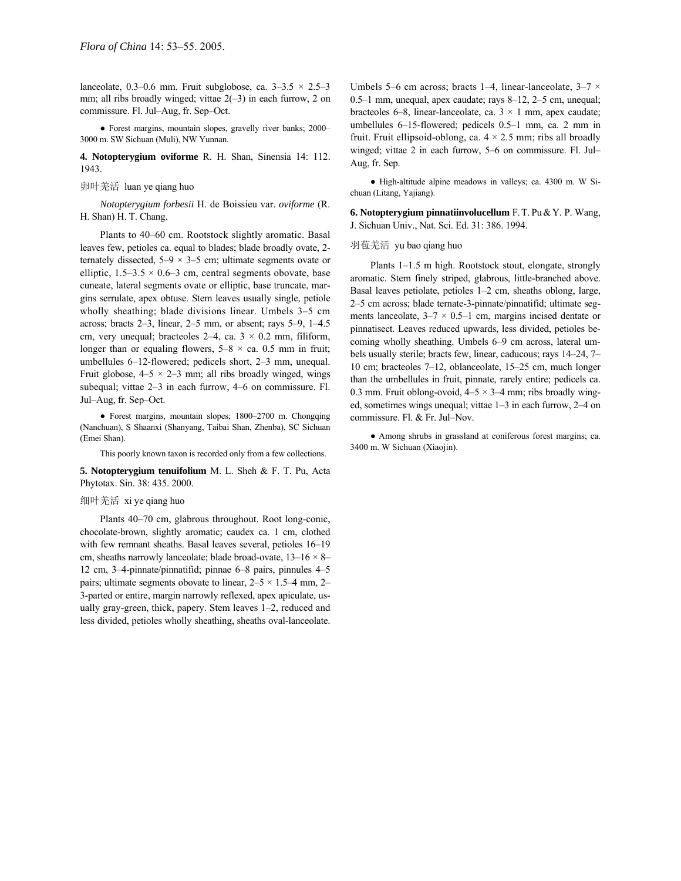lanceolate, 0.3–0.6 mm. Fruit subglobose, ca. 3–3.5 × 2.5–3 mm; all ribs broadly winged; vittae 2(–3) in each furrow, 2 on commissure. Fl. Jul–Aug, fr. Sep–Oct.

● Forest margins, mountain slopes, gravelly river banks; 2000–3000 m. SW Sichuan (Muli), NW Yunnan.

**4. Notopterygium oviforme** R. H. Shan, Sinensia 14: 112. 1943.

卵叶羌活 luan ye qiang huo

*Notopterygium forbesii* H. de Boissieu var. *oviforme* (R. H. Shan) H. T. Chang.

Plants to 40–60 cm. Rootstock slightly aromatic. Basal leaves few, petioles ca. equal to blades; blade broadly ovate, 2-ternately dissected, 5–9 × 3–5 cm; ultimate segments ovate or elliptic, 1.5–3.5 × 0.6–3 cm, central segments obovate, base cuneate, lateral segments ovate or elliptic, base truncate, margins serrulate, apex obtuse. Stem leaves usually single, petiole wholly sheathing; blade divisions linear. Umbels 3–5 cm across; bracts 2–3, linear, 2–5 mm, or absent; rays 5–9, 1–4.5 cm, very unequal; bracteoles 2–4, ca. 3 × 0.2 mm, filiform, longer than or equaling flowers, 5–8 × ca. 0.5 mm in fruit; umbellules 6–12-flowered; pedicels short, 2–3 mm, unequal. Fruit globose, 4–5 × 2–3 mm; all ribs broadly winged, wings subequal; vittae 2–3 in each furrow, 4–6 on commissure. Fl. Jul–Aug, fr. Sep–Oct.

● Forest margins, mountain slopes; 1800–2700 m. Chongqing (Nanchuan), S Shaanxi (Shanyang, Taibai Shan, Zhenba), SC Sichuan (Emei Shan).

This poorly known taxon is recorded only from a few collections.

**5. Notopterygium tenuifolium** M. L. Sheh & F. T. Pu, Acta Phytotax. Sin. 38: 435. 2000.

细叶羌活 xi ye qiang huo

Plants 40–70 cm, glabrous throughout. Root long-conic, chocolate-brown, slightly aromatic; caudex ca. 1 cm, clothed with few remnant sheaths. Basal leaves several, petioles 16–19 cm, sheaths narrowly lanceolate; blade broad-ovate, 13–16 × 8–12 cm, 3–4-pinnate/pinnatifid; pinnae 6–8 pairs, pinnules 4–5 pairs; ultimate segments obovate to linear, 2–5 × 1.5–4 mm, 2–3-parted or entire, margin narrowly reflexed, apex apiculate, usually gray-green, thick, papery. Stem leaves 1–2, reduced and less divided, petioles wholly sheathing, sheaths oval-lanceolate. Umbels 5–6 cm across; bracts 1–4, linear-lanceolate, 3–7 × 0.5–1 mm, unequal, apex caudate; rays 8–12, 2–5 cm, unequal; bracteoles 6–8, linear-lanceolate, ca. 3 × 1 mm, apex caudate; umbellules 6–15-flowered; pedicels 0.5–1 mm, ca. 2 mm in fruit. Fruit ellipsoid-oblong, ca. 4 × 2.5 mm; ribs all broadly winged; vittae 2 in each furrow, 5–6 on commissure. Fl. Jul–Aug, fr. Sep.

● High-altitude alpine meadows in valleys; ca. 4300 m. W Sichuan (Litang, Yajiang).

**6. Notopterygium pinnatiinvolucellum** F. T. Pu & Y. P. Wang, J. Sichuan Univ., Nat. Sci. Ed. 31: 386. 1994.

羽苞羌活 yu bao qiang huo

Plants 1–1.5 m high. Rootstock stout, elongate, strongly aromatic. Stem finely striped, glabrous, little-branched above. Basal leaves petiolate, petioles 1–2 cm, sheaths oblong, large, 2–5 cm across; blade ternate-3-pinnate/pinnatifid; ultimate segments lanceolate, 3–7 × 0.5–1 cm, margins incised dentate or pinnatisect. Leaves reduced upwards, less divided, petioles becoming wholly sheathing. Umbels 6–9 cm across, lateral umbels usually sterile; bracts few, linear, caducous; rays 14–24, 7–10 cm; bracteoles 7–12, oblanceolate, 15–25 cm, much longer than the umbellules in fruit, pinnate, rarely entire; pedicels ca. 0.3 mm. Fruit oblong-ovoid, 4–5 × 3–4 mm; ribs broadly winged, sometimes wings unequal; vittae 1–3 in each furrow, 2–4 on commissure. Fl. & Fr. Jul–Nov.

● Among shrubs in grassland at coniferous forest margins; ca. 3400 m. W Sichuan (Xiaojin).